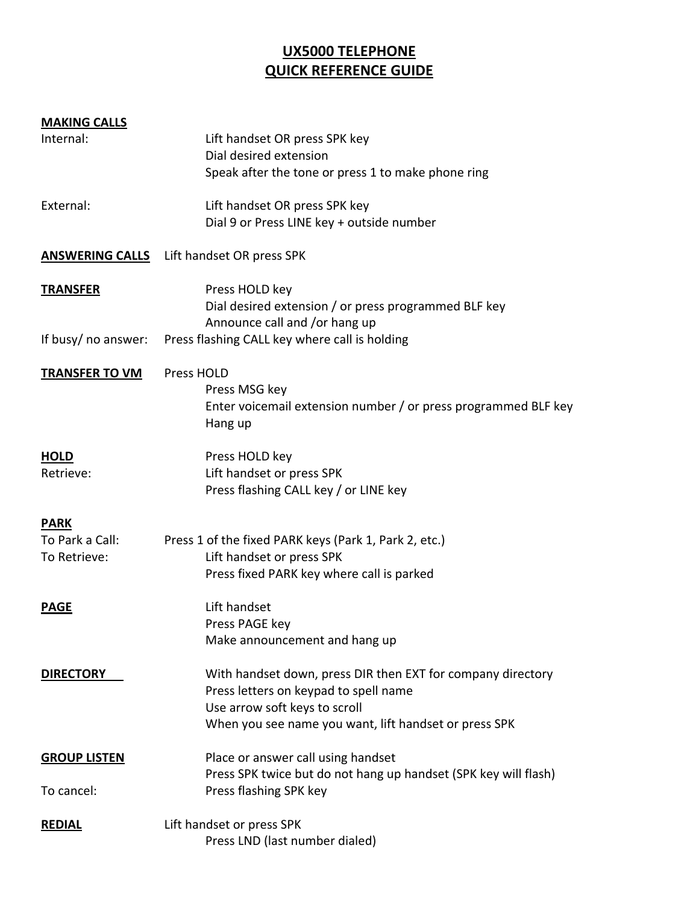# UX5000 TELEPHONE
# QUICK REFERENCE GUIDE

**MAKING CALLS**

Internal:
- Lift handset OR press SPK key
- Dial desired extension
- Speak after the tone or press 1 to make phone ring

External:
- Lift handset OR press SPK key
- Dial 9 or Press LINE key + outside number

**ANSWERING CALLS** Lift handset OR press SPK

**TRANSFER**
- Press HOLD key
- Dial desired extension / or press programmed BLF key
- Announce call and /or hang up

If busy/ no answer: Press flashing CALL key where call is holding

**TRANSFER TO VM** Press HOLD
- Press MSG key
- Enter voicemail extension number / or press programmed BLF key
- Hang up

**HOLD**
- Press HOLD key

Retrieve:
- Lift handset or press SPK
- Press flashing CALL key / or LINE key

**PARK**

To Park a Call: Press 1 of the fixed PARK keys (Park 1, Park 2, etc.)

To Retrieve:
- Lift handset or press SPK
- Press fixed PARK key where call is parked

**PAGE**
- Lift handset
- Press PAGE key
- Make announcement and hang up

**DIRECTORY**
- With handset down, press DIR then EXT for company directory
- Press letters on keypad to spell name
- Use arrow soft keys to scroll
- When you see name you want, lift handset or press SPK

**GROUP LISTEN**
- Place or answer call using handset
- Press SPK twice but do not hang up handset (SPK key will flash)

To cancel:
- Press flashing SPK key

**REDIAL** Lift handset or press SPK
- Press LND (last number dialed)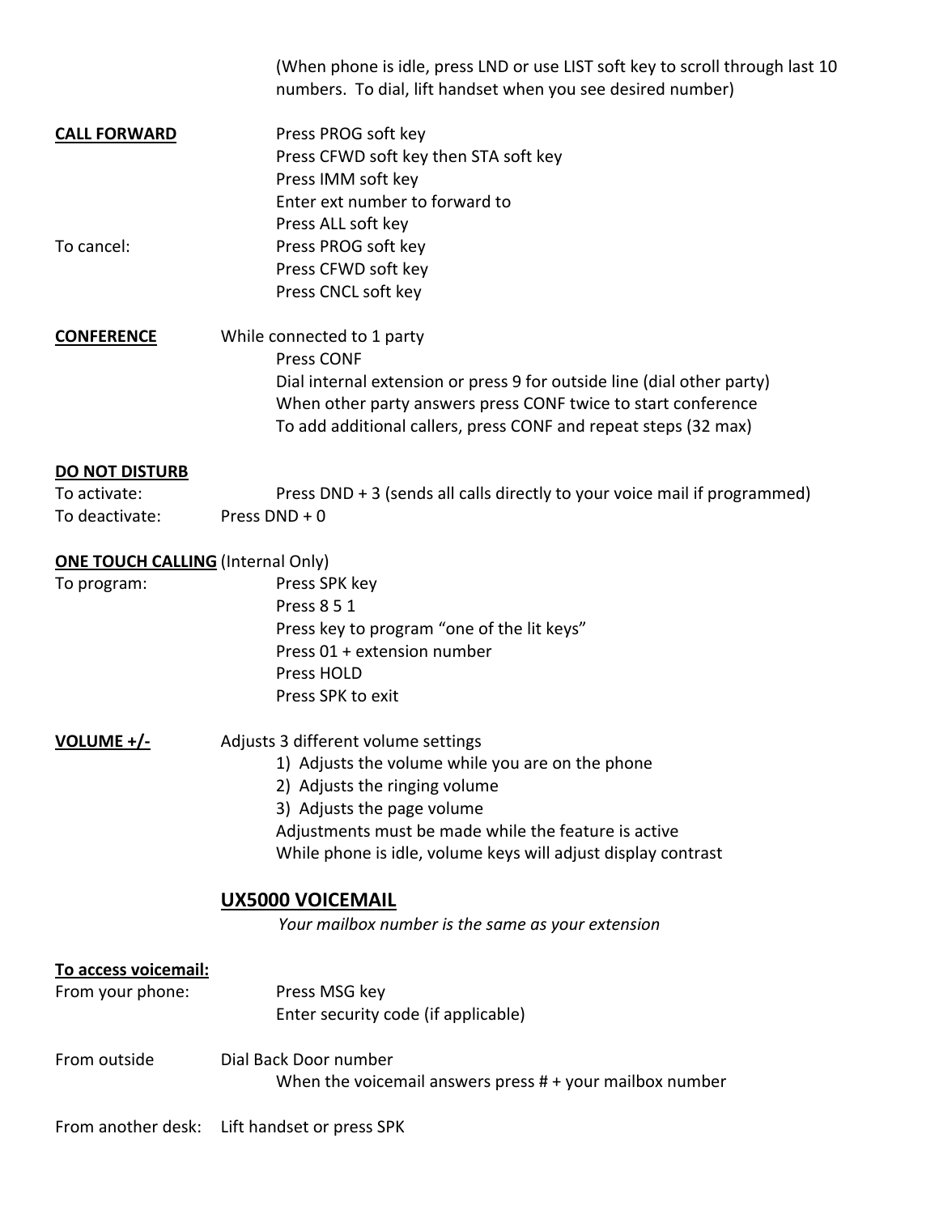(When phone is idle, press LND or use LIST soft key to scroll through last 10 numbers. To dial, lift handset when you see desired number)

**CALL FORWARD**

Press PROG soft key
Press CFWD soft key then STA soft key
Press IMM soft key
Enter ext number to forward to
Press ALL soft key

To cancel:
Press PROG soft key
Press CFWD soft key
Press CNCL soft key

**CONFERENCE**

While connected to 1 party
Press CONF
Dial internal extension or press 9 for outside line (dial other party)
When other party answers press CONF twice to start conference
To add additional callers, press CONF and repeat steps (32 max)

**DO NOT DISTURB**

To activate: Press DND + 3 (sends all calls directly to your voice mail if programmed)
To deactivate: Press DND + 0

**ONE TOUCH CALLING** (Internal Only)

To program:
Press SPK key
Press 8 5 1
Press key to program "one of the lit keys"
Press 01 + extension number
Press HOLD
Press SPK to exit

**VOLUME +/-**

Adjusts 3 different volume settings

1) Adjusts the volume while you are on the phone
2) Adjusts the ringing volume
3) Adjusts the page volume

Adjustments must be made while the feature is active
While phone is idle, volume keys will adjust display contrast

## UX5000 VOICEMAIL

*Your mailbox number is the same as your extension*

**To access voicemail:**

From your phone:
Press MSG key
Enter security code (if applicable)

From outside
Dial Back Door number
When the voicemail answers press # + your mailbox number

From another desk: Lift handset or press SPK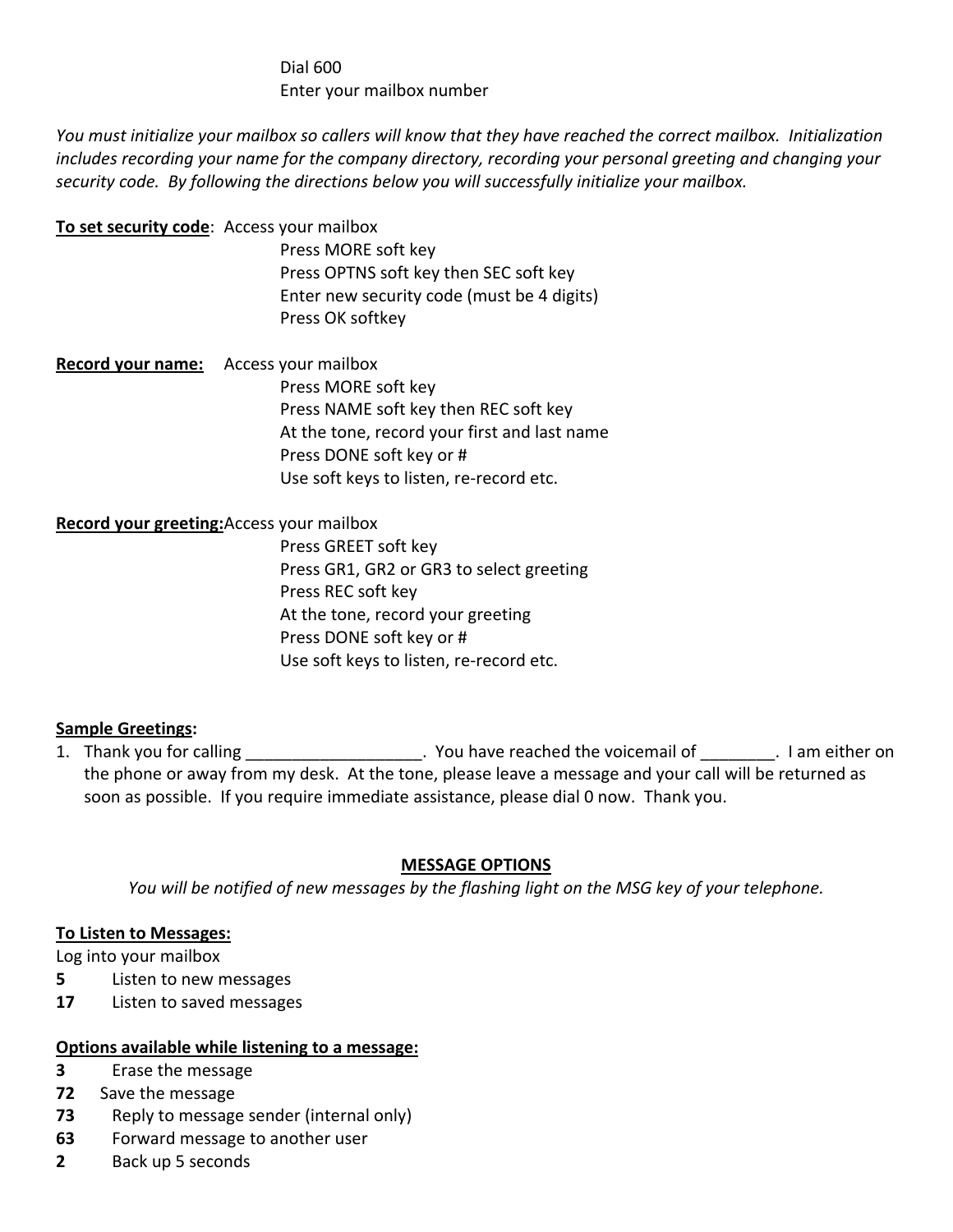Dial 600
Enter your mailbox number

*You must initialize your mailbox so callers will know that they have reached the correct mailbox. Initialization includes recording your name for the company directory, recording your personal greeting and changing your security code. By following the directions below you will successfully initialize your mailbox.*

**To set security code**: Access your mailbox
Press MORE soft key
Press OPTNS soft key then SEC soft key
Enter new security code (must be 4 digits)
Press OK softkey

**Record your name:** Access your mailbox
Press MORE soft key
Press NAME soft key then REC soft key
At the tone, record your first and last name
Press DONE soft key or #
Use soft keys to listen, re-record etc.

**Record your greeting:** Access your mailbox
Press GREET soft key
Press GR1, GR2 or GR3 to select greeting
Press REC soft key
At the tone, record your greeting
Press DONE soft key or #
Use soft keys to listen, re-record etc.

**Sample Greetings:**

1. Thank you for calling ___________________. You have reached the voicemail of ________. I am either on the phone or away from my desk. At the tone, please leave a message and your call will be returned as soon as possible. If you require immediate assistance, please dial 0 now. Thank you.

## MESSAGE OPTIONS

*You will be notified of new messages by the flashing light on the MSG key of your telephone.*

**To Listen to Messages:**

Log into your mailbox

**5** Listen to new messages
**17** Listen to saved messages

**Options available while listening to a message:**

**3** Erase the message
**72** Save the message
**73** Reply to message sender (internal only)
**63** Forward message to another user
**2** Back up 5 seconds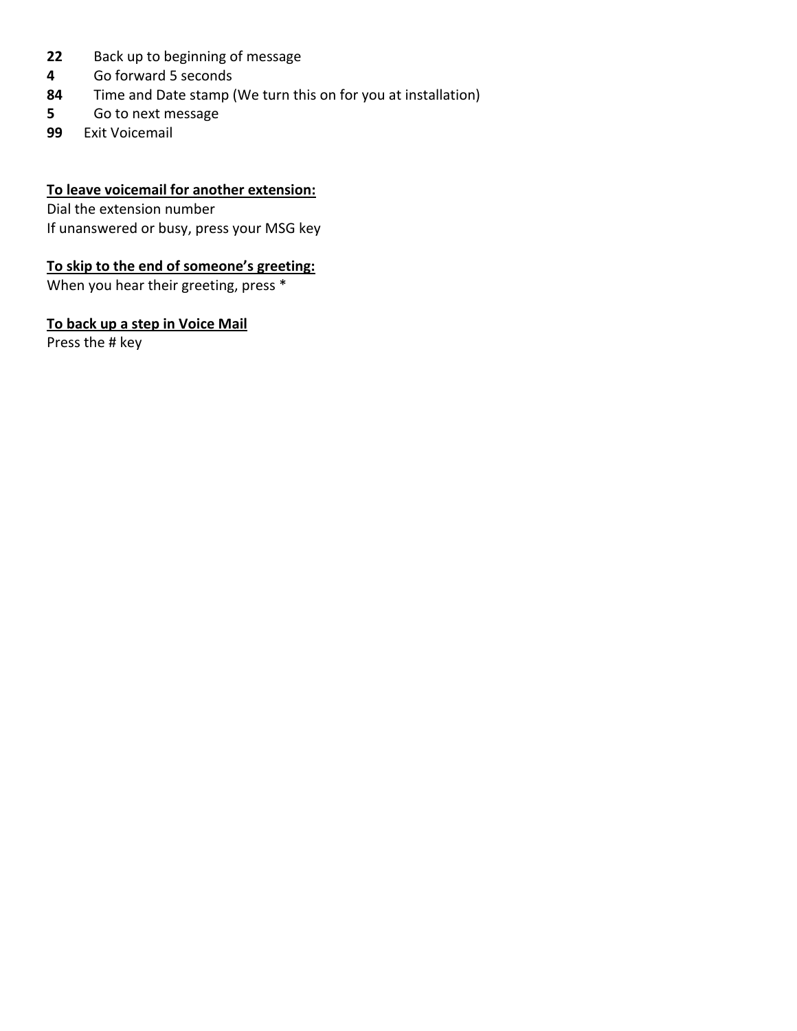**22** Back up to beginning of message
**4** Go forward 5 seconds
**84** Time and Date stamp (We turn this on for you at installation)
**5** Go to next message
**99** Exit Voicemail

**To leave voicemail for another extension:**
Dial the extension number
If unanswered or busy, press your MSG key

**To skip to the end of someone's greeting:**
When you hear their greeting, press *

**To back up a step in Voice Mail**
Press the # key